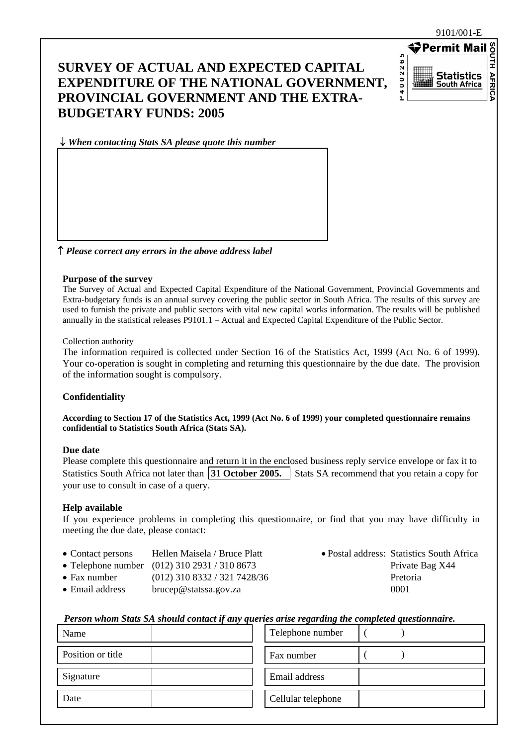9101/001-E

Permit Mail SOUTH AFRICA
P 4 0 0 2 2 6 5
Statistics South Africa

# SURVEY OF ACTUAL AND EXPECTED CAPITAL EXPENDITURE OF THE NATIONAL GOVERNMENT, PROVINCIAL GOVERNMENT AND THE EXTRA-BUDGETARY FUNDS: 2005

↓ ***When contacting Stats SA please quote this number***

↑ ***Please correct any errors in the above address label***

**Purpose of the survey**

The Survey of Actual and Expected Capital Expenditure of the National Government, Provincial Governments and Extra-budgetary funds is an annual survey covering the public sector in South Africa. The results of this survey are used to furnish the private and public sectors with vital new capital works information. The results will be published annually in the statistical releases P9101.1 – Actual and Expected Capital Expenditure of the Public Sector.

Collection authority

The information required is collected under Section 16 of the Statistics Act, 1999 (Act No. 6 of 1999). Your co-operation is sought in completing and returning this questionnaire by the due date. The provision of the information sought is compulsory.

**Confidentiality**

**According to Section 17 of the Statistics Act, 1999 (Act No. 6 of 1999) your completed questionnaire remains confidential to Statistics South Africa (Stats SA).**

**Due date**

Please complete this questionnaire and return it in the enclosed business reply service envelope or fax it to Statistics South Africa not later than **31 October 2005.** Stats SA recommend that you retain a copy for your use to consult in case of a query.

**Help available**

If you experience problems in completing this questionnaire, or find that you may have difficulty in meeting the due date, please contact:

- Contact persons Hellen Maisela / Bruce Platt
- Telephone number (012) 310 2931 / 310 8673
- Fax number (012) 310 8332 / 321 7428/36
- Email address brucep@statssa.gov.za
- Postal address: Statistics South Africa, Private Bag X44, Pretoria, 0001

***Person whom Stats SA should contact if any queries arise regarding the completed questionnaire.***

| Name | | Telephone number | ( ) |
|---|---|---|---|
| Position or title | | Fax number | ( ) |
| Signature | | Email address | |
| Date | | Cellular telephone | |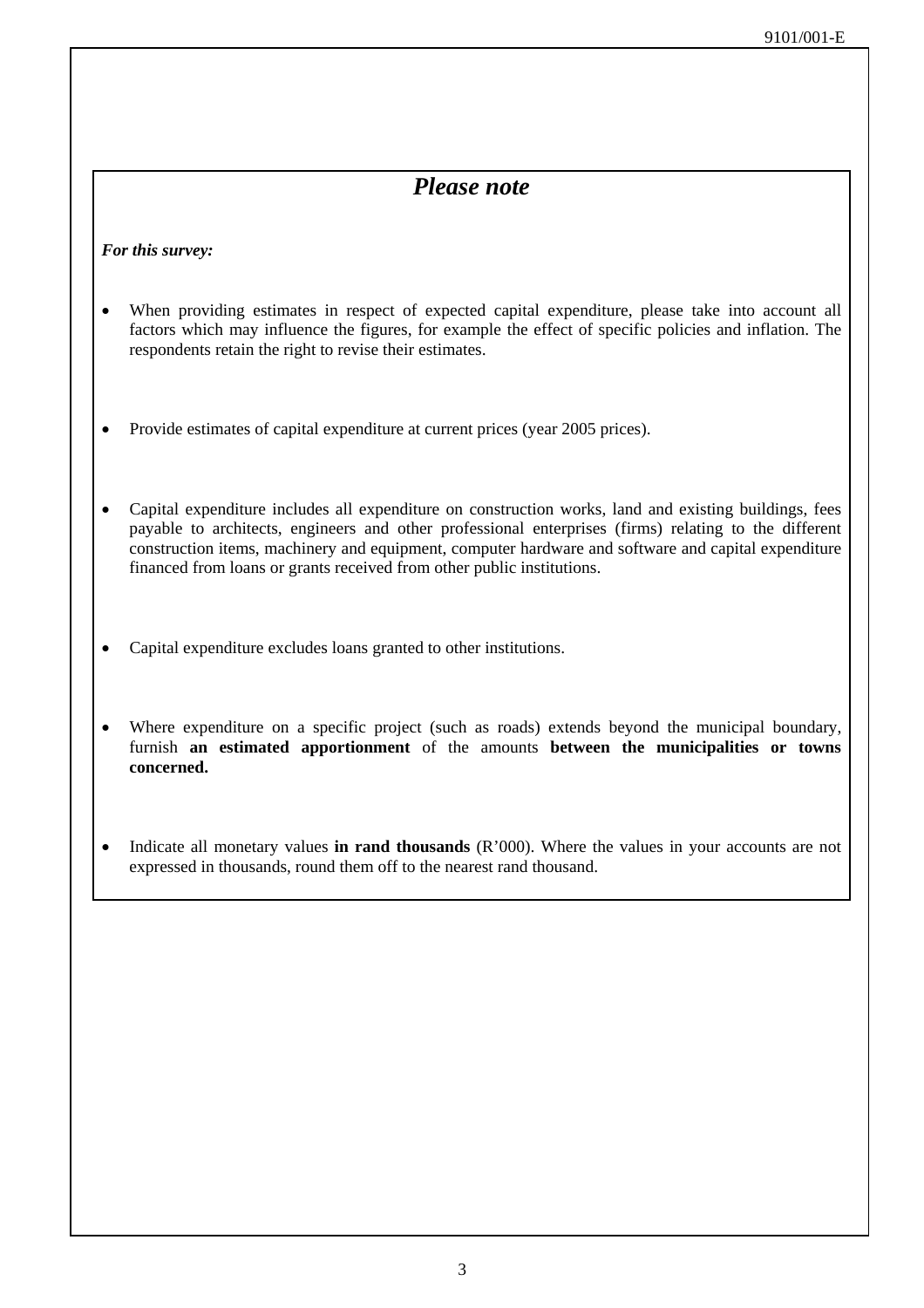## *Please note*

***For this survey:***

- When providing estimates in respect of expected capital expenditure, please take into account all factors which may influence the figures, for example the effect of specific policies and inflation. The respondents retain the right to revise their estimates.

- Provide estimates of capital expenditure at current prices (year 2005 prices).

- Capital expenditure includes all expenditure on construction works, land and existing buildings, fees payable to architects, engineers and other professional enterprises (firms) relating to the different construction items, machinery and equipment, computer hardware and software and capital expenditure financed from loans or grants received from other public institutions.

- Capital expenditure excludes loans granted to other institutions.

- Where expenditure on a specific project (such as roads) extends beyond the municipal boundary, furnish **an estimated apportionment** of the amounts **between the municipalities or towns concerned.**

- Indicate all monetary values **in rand thousands** (R'000). Where the values in your accounts are not expressed in thousands, round them off to the nearest rand thousand.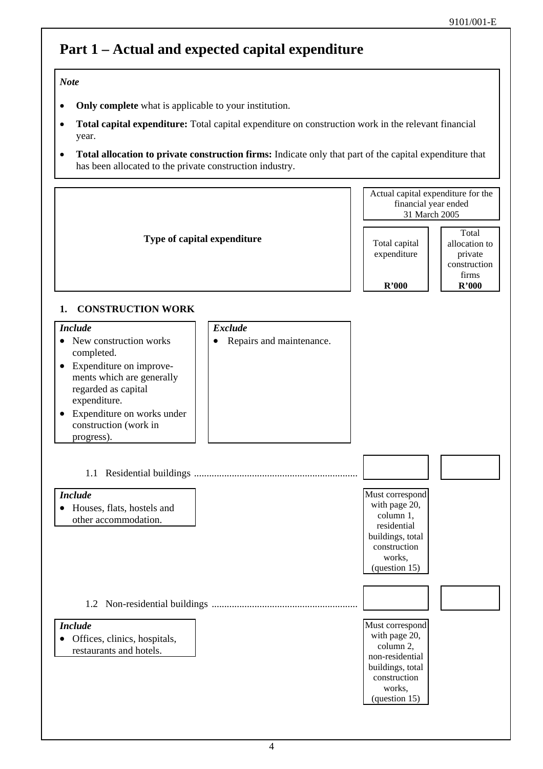# Part 1 – Actual and expected capital expenditure

*Note*

- **Only complete** what is applicable to your institution.
- **Total capital expenditure:** Total capital expenditure on construction work in the relevant financial year.
- **Total allocation to private construction firms:** Indicate only that part of the capital expenditure that has been allocated to the private construction industry.

| Type of capital expenditure | Actual capital expenditure for the financial year ended 31 March 2005 | |
|---|---|---|
| | Total capital expenditure **R'000** | Total allocation to private construction firms **R'000** |
| **1. CONSTRUCTION WORK** | | |
| 1.1 Residential buildings | | |
| | Must correspond with page 20, column 1, residential buildings, total construction works, (question 15) | |
| 1.2 Non-residential buildings | | |
| | Must correspond with page 20, column 2, non-residential buildings, total construction works, (question 15) | |

**1. CONSTRUCTION WORK**

*Include*
- New construction works completed.
- Expenditure on improvements which are generally regarded as capital expenditure.
- Expenditure on works under construction (work in progress).

*Exclude*
- Repairs and maintenance.

1.1 Residential buildings

*Include*
- Houses, flats, hostels and other accommodation.

1.2 Non-residential buildings

*Include*
- Offices, clinics, hospitals, restaurants and hotels.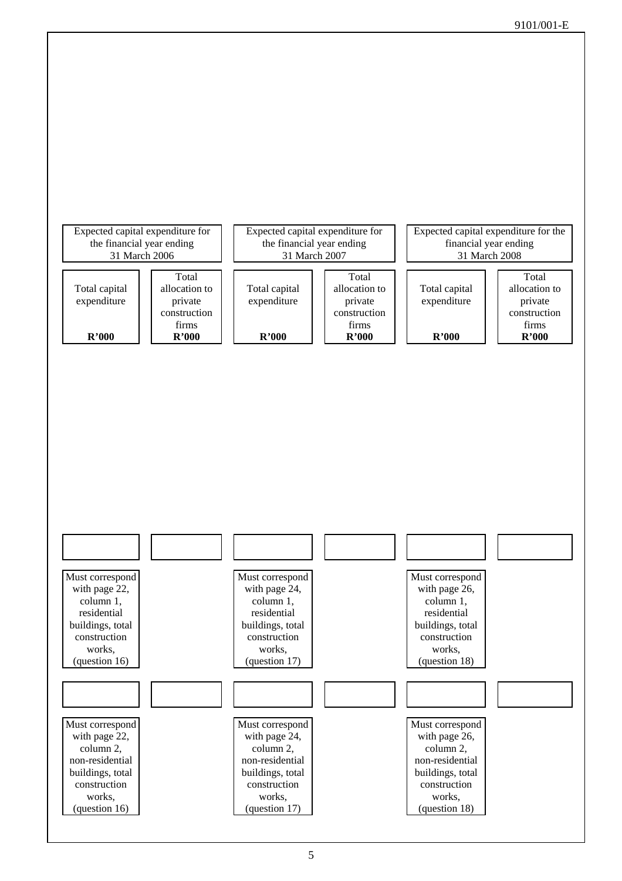| Expected capital expenditure for the financial year ending 31 March 2006 | | Expected capital expenditure for the financial year ending 31 March 2007 | | Expected capital expenditure for the financial year ending 31 March 2008 | |
|---|---|---|---|---|---|
| Total capital expenditure **R'000** | Total allocation to private construction firms **R'000** | Total capital expenditure **R'000** | Total allocation to private construction firms **R'000** | Total capital expenditure **R'000** | Total allocation to private construction firms **R'000** |
| | | | | | |
| Must correspond with page 22, column 1, residential buildings, total construction works, (question 16) | | Must correspond with page 24, column 1, residential buildings, total construction works, (question 17) | | Must correspond with page 26, column 1, residential buildings, total construction works, (question 18) | |
| | | | | | |
| Must correspond with page 22, column 2, non-residential buildings, total construction works, (question 16) | | Must correspond with page 24, column 2, non-residential buildings, total construction works, (question 17) | | Must correspond with page 26, column 2, non-residential buildings, total construction works, (question 18) | |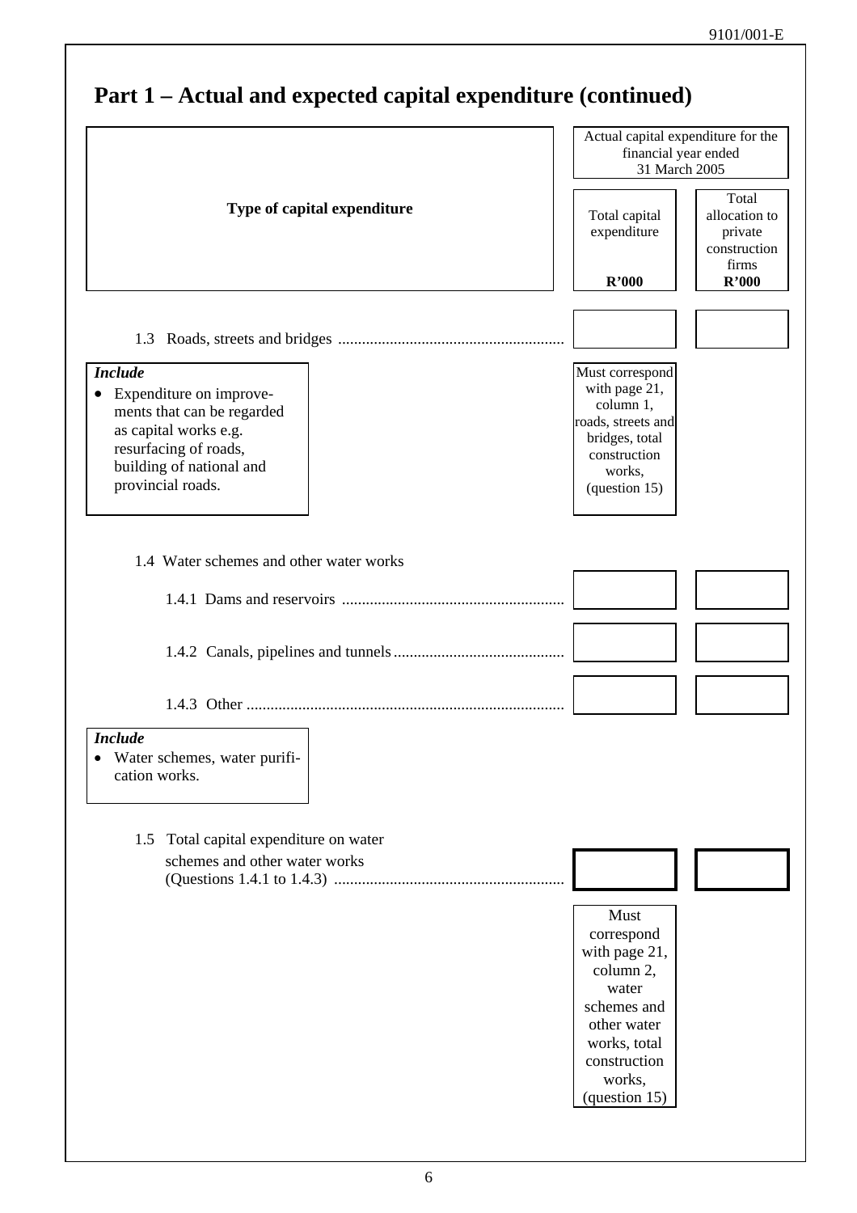## Part 1 – Actual and expected capital expenditure (continued)

| Type of capital expenditure | Actual capital expenditure for the financial year ended 31 March 2005 | |
|---|---|---|
| | Total capital expenditure R'000 | Total allocation to private construction firms R'000 |
| 1.3 Roads, streets and bridges | | |
| | Must correspond with page 21, column 1, roads, streets and bridges, total construction works, (question 15) | |
| 1.4 Water schemes and other water works | | |
| 1.4.1 Dams and reservoirs | | |
| 1.4.2 Canals, pipelines and tunnels | | |
| 1.4.3 Other | | |
| 1.5 Total capital expenditure on water schemes and other water works (Questions 1.4.1 to 1.4.3) | | |
| | Must correspond with page 21, column 2, water schemes and other water works, total construction works, (question 15) | |

***Include*** (1.3)
- Expenditure on improvements that can be regarded as capital works e.g. resurfacing of roads, building of national and provincial roads.

***Include*** (1.4.3)
- Water schemes, water purification works.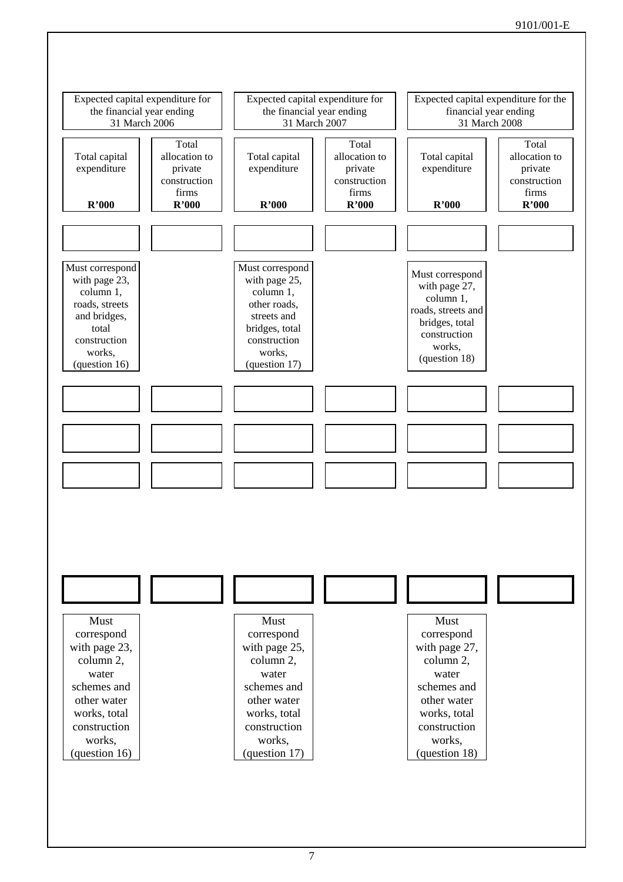| Expected capital expenditure for the financial year ending 31 March 2006 | | Expected capital expenditure for the financial year ending 31 March 2007 | | Expected capital expenditure for the financial year ending 31 March 2008 | |
|---|---|---|---|---|---|
| Total capital expenditure<br>**R'000** | Total allocation to private construction firms<br>**R'000** | Total capital expenditure<br>**R'000** | Total allocation to private construction firms<br>**R'000** | Total capital expenditure<br>**R'000** | Total allocation to private construction firms<br>**R'000** |
| | | | | | |
| Must correspond with page 23, column 1, roads, streets and bridges, total construction works, (question 16) | | Must correspond with page 25, column 1, other roads, streets and bridges, total construction works, (question 17) | | Must correspond with page 27, column 1, roads, streets and bridges, total construction works, (question 18) | |
| | | | | | |
| | | | | | |
| | | | | | |
| | | | | | |
| Must correspond with page 23, column 2, water schemes and other water works, total construction works, (question 16) | | Must correspond with page 25, column 2, water schemes and other water works, total construction works, (question 17) | | Must correspond with page 27, column 2, water schemes and other water works, total construction works, (question 18) | |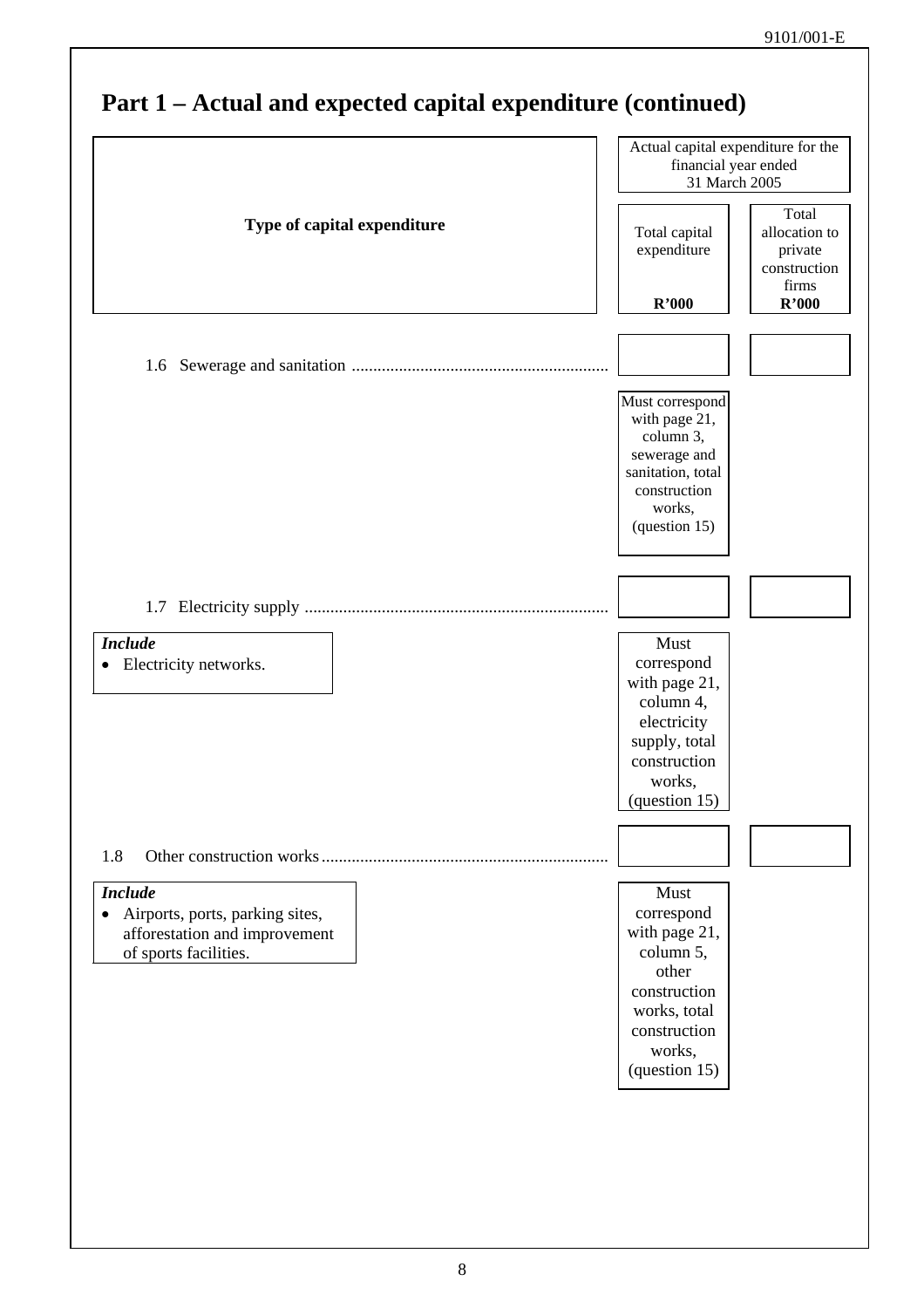# Part 1 – Actual and expected capital expenditure (continued)

| Type of capital expenditure | Actual capital expenditure for the financial year ended 31 March 2005 | |
|---|---|---|
| | Total capital expenditure R'000 | Total allocation to private construction firms R'000 |
| 1.6 Sewerage and sanitation | | |
| | Must correspond with page 21, column 3, sewerage and sanitation, total construction works, (question 15) | |
| 1.7 Electricity supply | | |
| ***Include*** <br>• Electricity networks. | Must correspond with page 21, column 4, electricity supply, total construction works, (question 15) | |
| 1.8 Other construction works | | |
| ***Include*** <br>• Airports, ports, parking sites, afforestation and improvement of sports facilities. | Must correspond with page 21, column 5, other construction works, total construction works, (question 15) | |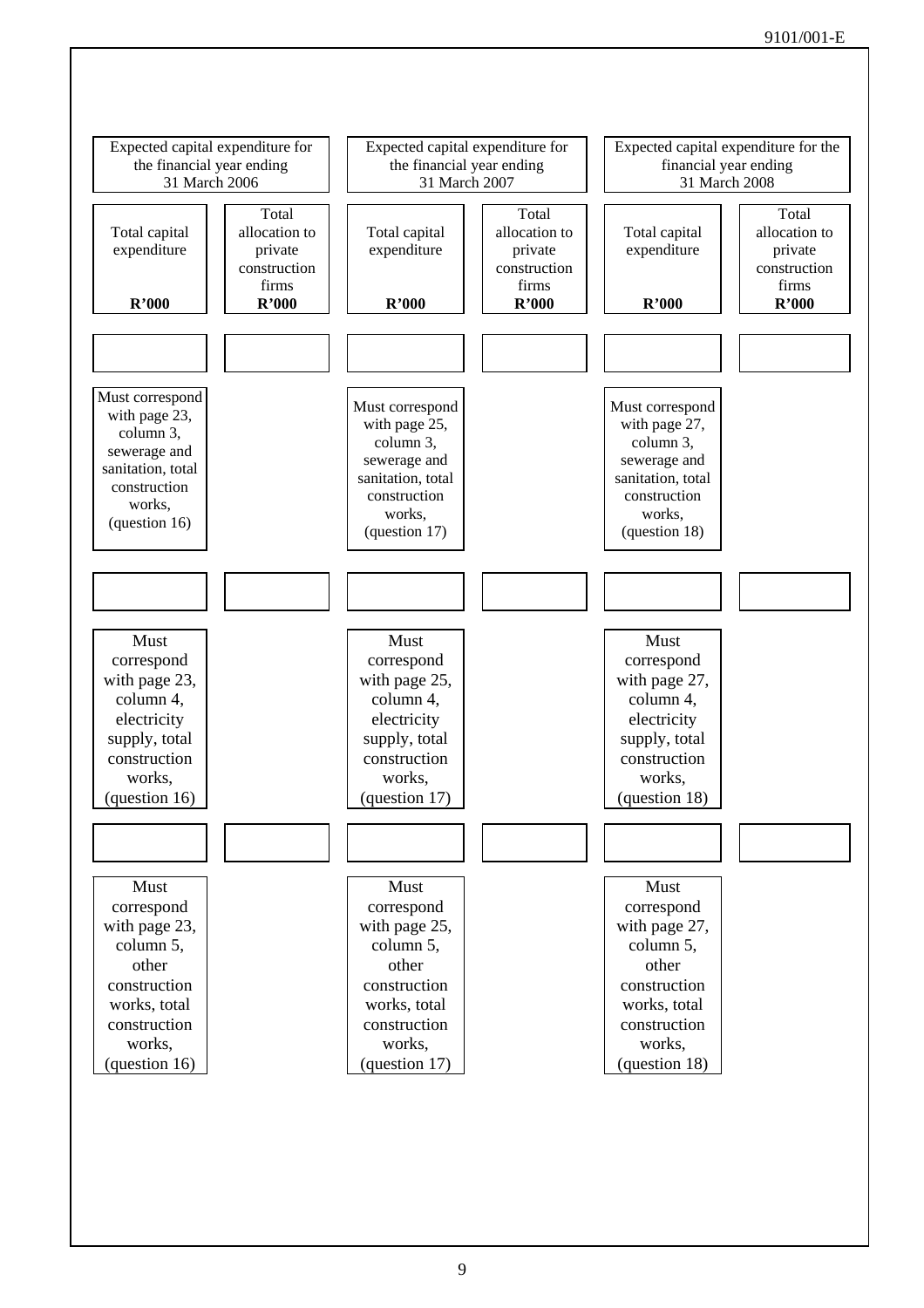| Expected capital expenditure for the financial year ending 31 March 2006 | | Expected capital expenditure for the financial year ending 31 March 2007 | | Expected capital expenditure for the financial year ending 31 March 2008 | |
|---|---|---|---|---|---|
| Total capital expenditure **R'000** | Total allocation to private construction firms **R'000** | Total capital expenditure **R'000** | Total allocation to private construction firms **R'000** | Total capital expenditure **R'000** | Total allocation to private construction firms **R'000** |
| | | | | | |
| Must correspond with page 23, column 3, sewerage and sanitation, total construction works, (question 16) | | Must correspond with page 25, column 3, sewerage and sanitation, total construction works, (question 17) | | Must correspond with page 27, column 3, sewerage and sanitation, total construction works, (question 18) | |
| | | | | | |
| Must correspond with page 23, column 4, electricity supply, total construction works, (question 16) | | Must correspond with page 25, column 4, electricity supply, total construction works, (question 17) | | Must correspond with page 27, column 4, electricity supply, total construction works, (question 18) | |
| | | | | | |
| Must correspond with page 23, column 5, other construction works, total construction works, (question 16) | | Must correspond with page 25, column 5, other construction works, total construction works, (question 17) | | Must correspond with page 27, column 5, other construction works, total construction works, (question 18) | |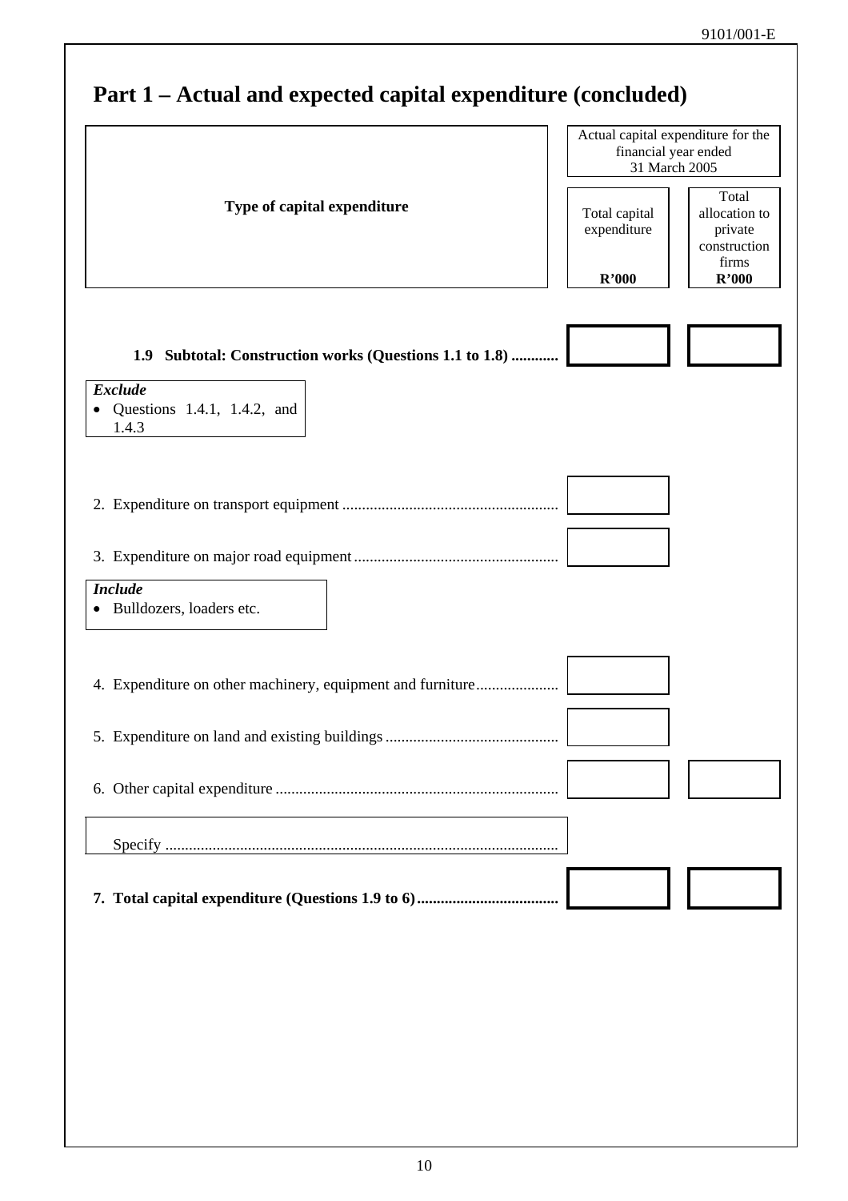# Part 1 – Actual and expected capital expenditure (concluded)

| Type of capital expenditure | Actual capital expenditure for the financial year ended 31 March 2005 | |
|---|---|---|
| | Total capital expenditure R'000 | Total allocation to private construction firms R'000 |
| **1.9 Subtotal: Construction works (Questions 1.1 to 1.8)** | | |
| *Exclude* • Questions 1.4.1, 1.4.2, and 1.4.3 | | |
| 2. Expenditure on transport equipment | | |
| 3. Expenditure on major road equipment | | |
| *Include* • Bulldozers, loaders etc. | | |
| 4. Expenditure on other machinery, equipment and furniture | | |
| 5. Expenditure on land and existing buildings | | |
| 6. Other capital expenditure | | |
| Specify ........ | | |
| **7. Total capital expenditure (Questions 1.9 to 6)** | | |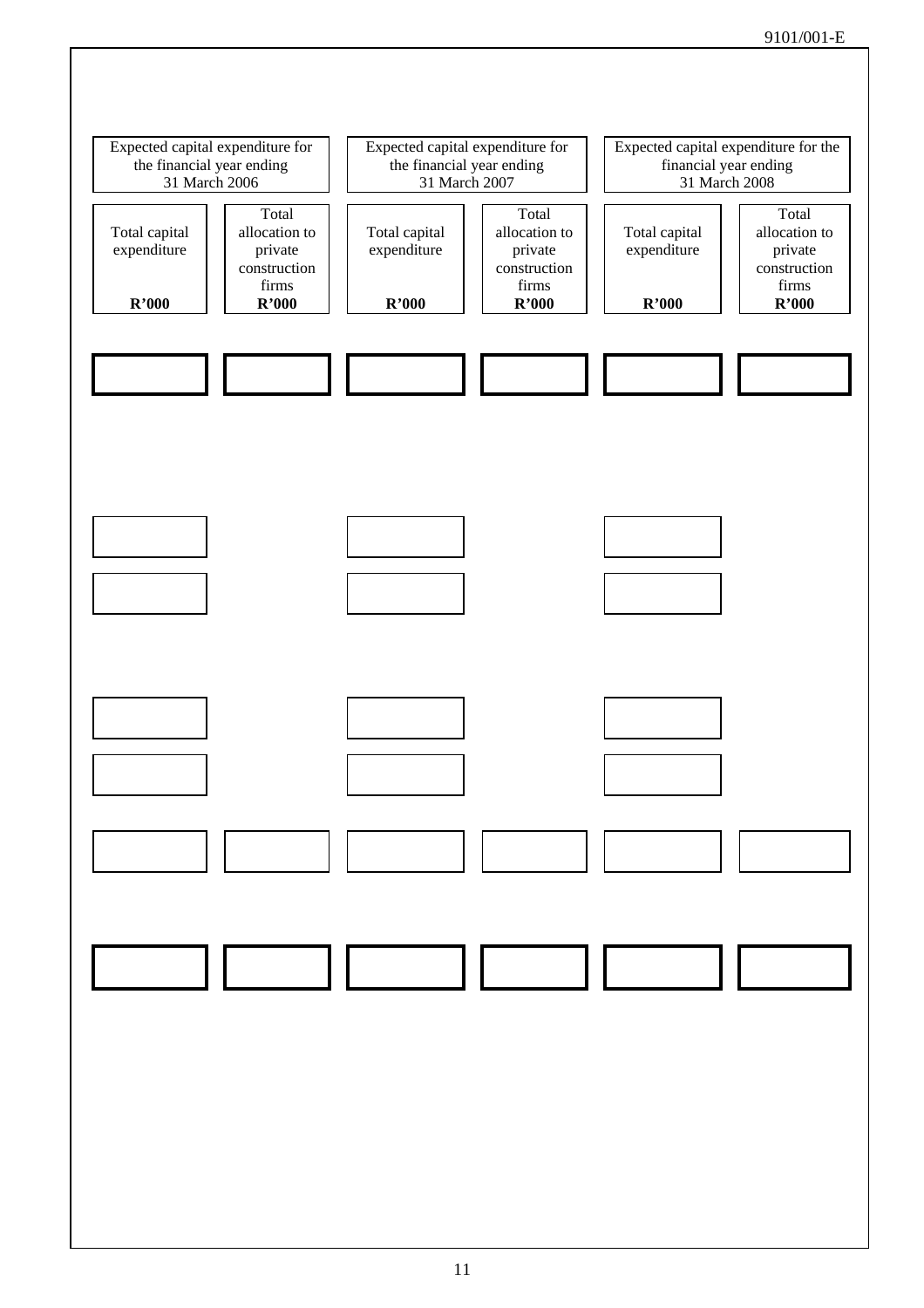| Expected capital expenditure for the financial year ending 31 March 2006 | | Expected capital expenditure for the financial year ending 31 March 2007 | | Expected capital expenditure for the financial year ending 31 March 2008 | |
|---|---|---|---|---|---|
| Total capital expenditure **R'000** | Total allocation to private construction firms **R'000** | Total capital expenditure **R'000** | Total allocation to private construction firms **R'000** | Total capital expenditure **R'000** | Total allocation to private construction firms **R'000** |
| | | | | | |
| | | | | | |
| | | | | | |
| | | | | | |
| | | | | | |
| | | | | | |
| | | | | | |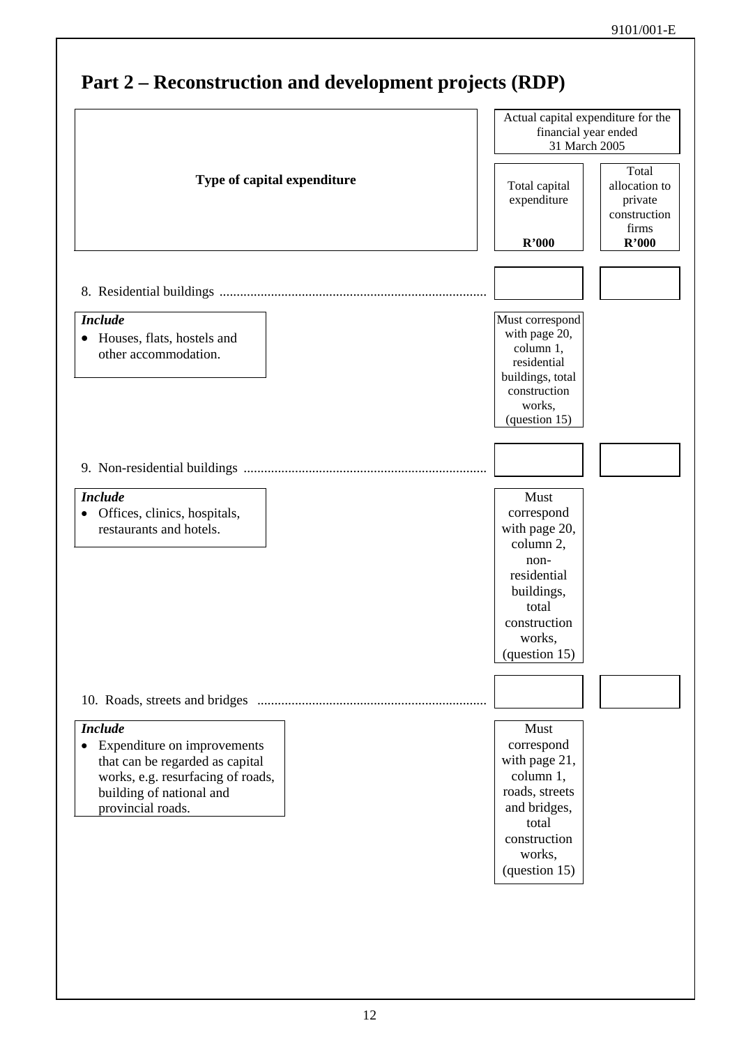# Part 2 – Reconstruction and development projects (RDP)

| Type of capital expenditure | Actual capital expenditure for the financial year ended 31 March 2005 | |
|---|---|---|
| | Total capital expenditure R'000 | Total allocation to private construction firms R'000 |
| 8. Residential buildings | | |
| 9. Non-residential buildings | | |
| 10. Roads, streets and bridges | | |

**8. Residential buildings**

*Include*

- Houses, flats, hostels and other accommodation.

Must correspond with page 20, column 1, residential buildings, total construction works, (question 15)

**9. Non-residential buildings**

*Include*

- Offices, clinics, hospitals, restaurants and hotels.

Must correspond with page 20, column 2, non-residential buildings, total construction works, (question 15)

**10. Roads, streets and bridges**

*Include*

- Expenditure on improvements that can be regarded as capital works, e.g. resurfacing of roads, building of national and provincial roads.

Must correspond with page 21, column 1, roads, streets and bridges, total construction works, (question 15)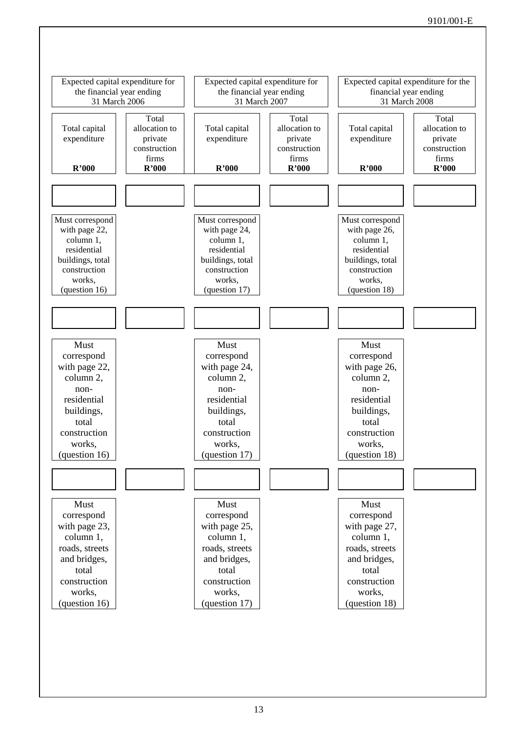| Expected capital expenditure for the financial year ending 31 March 2006 | | Expected capital expenditure for the financial year ending 31 March 2007 | | Expected capital expenditure for the financial year ending 31 March 2008 | |
|---|---|---|---|---|---|
| Total capital expenditure **R'000** | Total allocation to private construction firms **R'000** | Total capital expenditure **R'000** | Total allocation to private construction firms **R'000** | Total capital expenditure **R'000** | Total allocation to private construction firms **R'000** |
| | | | | | |
| Must correspond with page 22, column 1, residential buildings, total construction works, (question 16) | | Must correspond with page 24, column 1, residential buildings, total construction works, (question 17) | | Must correspond with page 26, column 1, residential buildings, total construction works, (question 18) | |
| | | | | | |
| Must correspond with page 22, column 2, non-residential buildings, total construction works, (question 16) | | Must correspond with page 24, column 2, non-residential buildings, total construction works, (question 17) | | Must correspond with page 26, column 2, non-residential buildings, total construction works, (question 18) | |
| | | | | | |
| Must correspond with page 23, column 1, roads, streets and bridges, total construction works, (question 16) | | Must correspond with page 25, column 1, roads, streets and bridges, total construction works, (question 17) | | Must correspond with page 27, column 1, roads, streets and bridges, total construction works, (question 18) | |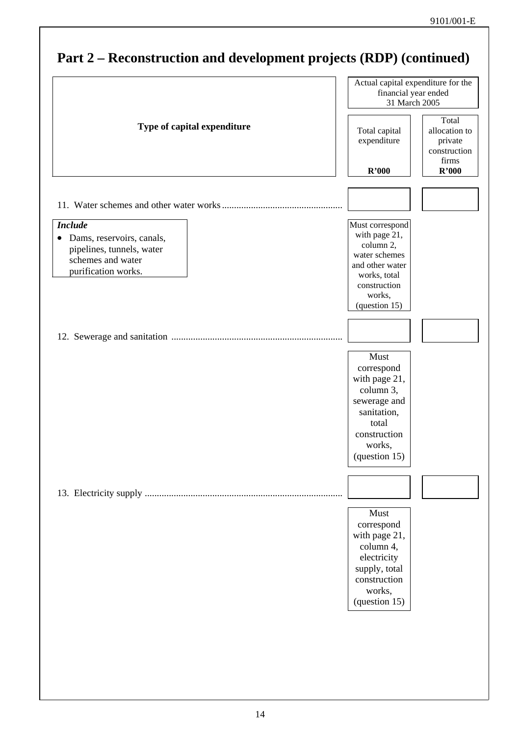# Part 2 – Reconstruction and development projects (RDP) (continued)

| Type of capital expenditure | Actual capital expenditure for the financial year ended 31 March 2005 | |
|---|---|---|
| | Total capital expenditure R'000 | Total allocation to private construction firms R'000 |
| 11. Water schemes and other water works | | |
| *Include* • Dams, reservoirs, canals, pipelines, tunnels, water schemes and water purification works. | Must correspond with page 21, column 2, water schemes and other water works, total construction works, (question 15) | |
| 12. Sewerage and sanitation | | |
| | Must correspond with page 21, column 3, sewerage and sanitation, total construction works, (question 15) | |
| 13. Electricity supply | | |
| | Must correspond with page 21, column 4, electricity supply, total construction works, (question 15) | |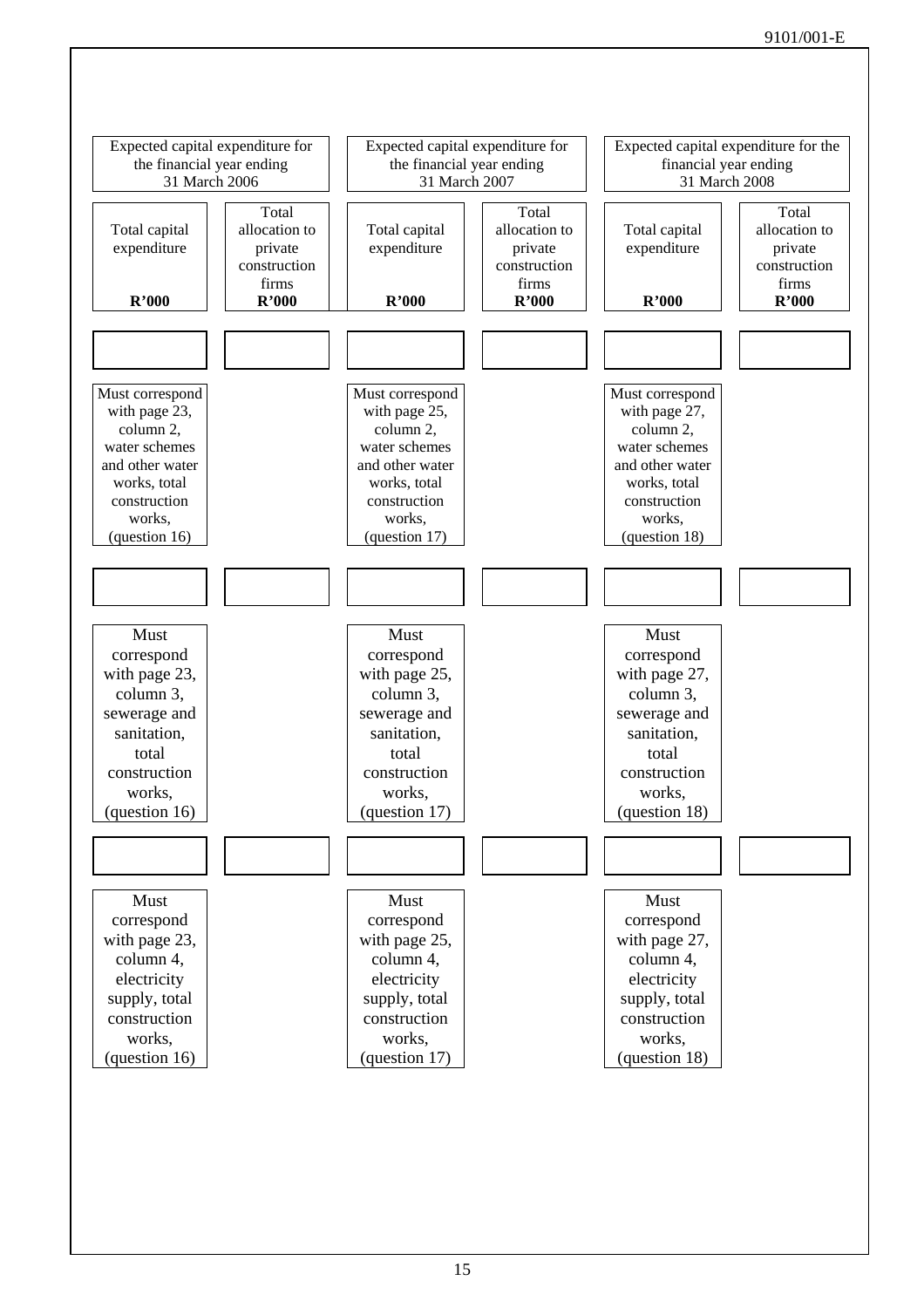| Expected capital expenditure for the financial year ending 31 March 2006 | | Expected capital expenditure for the financial year ending 31 March 2007 | | Expected capital expenditure for the financial year ending 31 March 2008 | |
|---|---|---|---|---|---|
| Total capital expenditure **R'000** | Total allocation to private construction firms **R'000** | Total capital expenditure **R'000** | Total allocation to private construction firms **R'000** | Total capital expenditure **R'000** | Total allocation to private construction firms **R'000** |
| | | | | | |
| Must correspond with page 23, column 2, water schemes and other water works, total construction works, (question 16) | | Must correspond with page 25, column 2, water schemes and other water works, total construction works, (question 17) | | Must correspond with page 27, column 2, water schemes and other water works, total construction works, (question 18) | |
| | | | | | |
| Must correspond with page 23, column 3, sewerage and sanitation, total construction works, (question 16) | | Must correspond with page 25, column 3, sewerage and sanitation, total construction works, (question 17) | | Must correspond with page 27, column 3, sewerage and sanitation, total construction works, (question 18) | |
| | | | | | |
| Must correspond with page 23, column 4, electricity supply, total construction works, (question 16) | | Must correspond with page 25, column 4, electricity supply, total construction works, (question 17) | | Must correspond with page 27, column 4, electricity supply, total construction works, (question 18) | |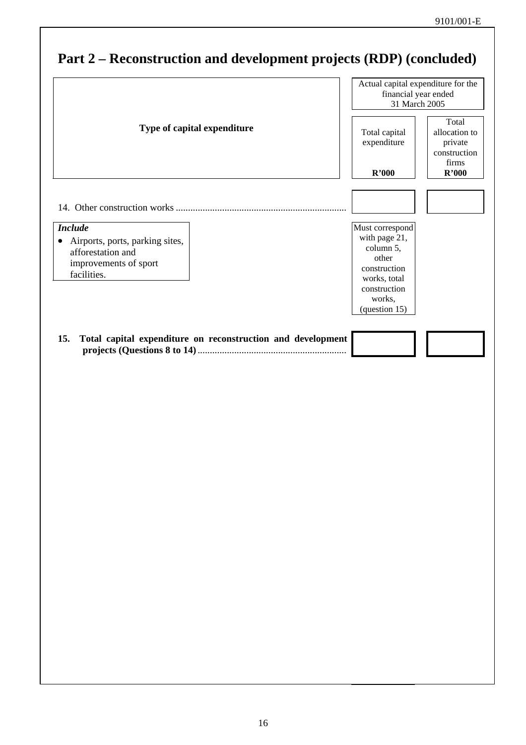# Part 2 – Reconstruction and development projects (RDP) (concluded)

| Type of capital expenditure | Actual capital expenditure for the financial year ended 31 March 2005 | |
|---|---|---|
| | Total capital expenditure R'000 | Total allocation to private construction firms R'000 |
| 14. Other construction works ..................................................................... | | |
| ***Include*** <br> • Airports, ports, parking sites, afforestation and improvements of sport facilities. | Must correspond with page 21, column 5, other construction works, total construction works, (question 15) | |
| **15. Total capital expenditure on reconstruction and development projects (Questions 8 to 14)** ............................................................ | | |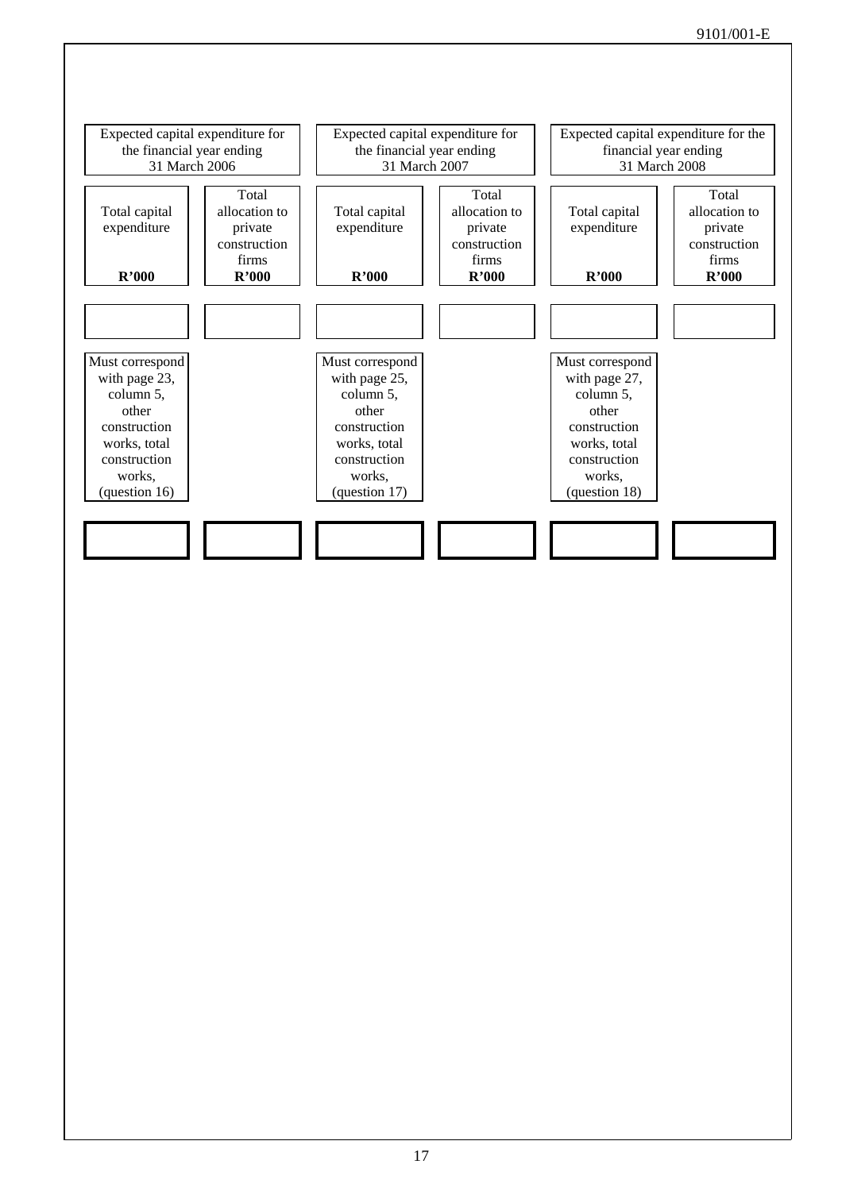| Expected capital expenditure for the financial year ending 31 March 2006 | | Expected capital expenditure for the financial year ending 31 March 2007 | | Expected capital expenditure for the financial year ending 31 March 2008 | |
|---|---|---|---|---|---|
| Total capital expenditure **R'000** | Total allocation to private construction firms **R'000** | Total capital expenditure **R'000** | Total allocation to private construction firms **R'000** | Total capital expenditure **R'000** | Total allocation to private construction firms **R'000** |
| | | | | | |
| Must correspond with page 23, column 5, other construction works, total construction works, (question 16) | | Must correspond with page 25, column 5, other construction works, total construction works, (question 17) | | Must correspond with page 27, column 5, other construction works, total construction works, (question 18) | |
| | | | | | |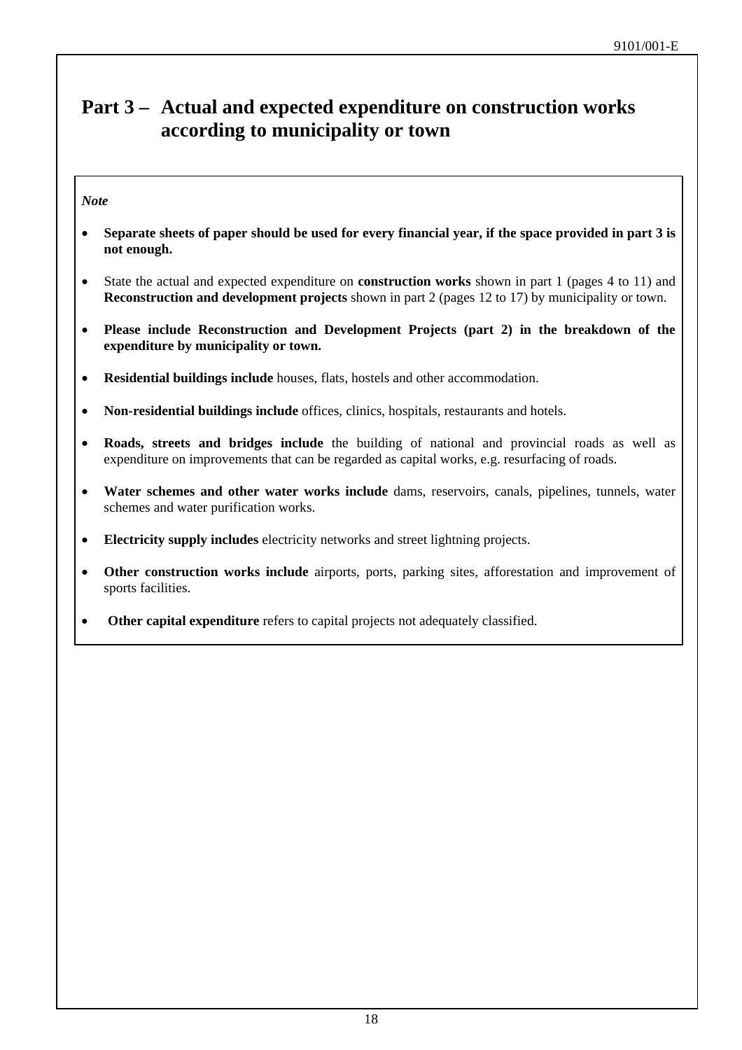## Part 3 – Actual and expected expenditure on construction works according to municipality or town

*Note*

- **Separate sheets of paper should be used for every financial year, if the space provided in part 3 is not enough.**
- State the actual and expected expenditure on **construction works** shown in part 1 (pages 4 to 11) and **Reconstruction and development projects** shown in part 2 (pages 12 to 17) by municipality or town.
- **Please include Reconstruction and Development Projects (part 2) in the breakdown of the expenditure by municipality or town.**
- **Residential buildings include** houses, flats, hostels and other accommodation.
- **Non-residential buildings include** offices, clinics, hospitals, restaurants and hotels.
- **Roads, streets and bridges include** the building of national and provincial roads as well as expenditure on improvements that can be regarded as capital works, e.g. resurfacing of roads.
- **Water schemes and other water works include** dams, reservoirs, canals, pipelines, tunnels, water schemes and water purification works.
- **Electricity supply includes** electricity networks and street lightning projects.
- **Other construction works include** airports, ports, parking sites, afforestation and improvement of sports facilities.
- **Other capital expenditure** refers to capital projects not adequately classified.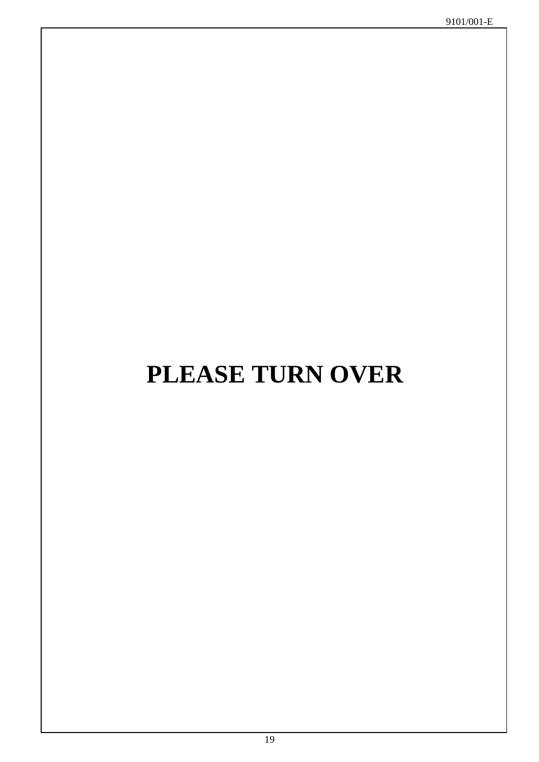**PLEASE TURN OVER**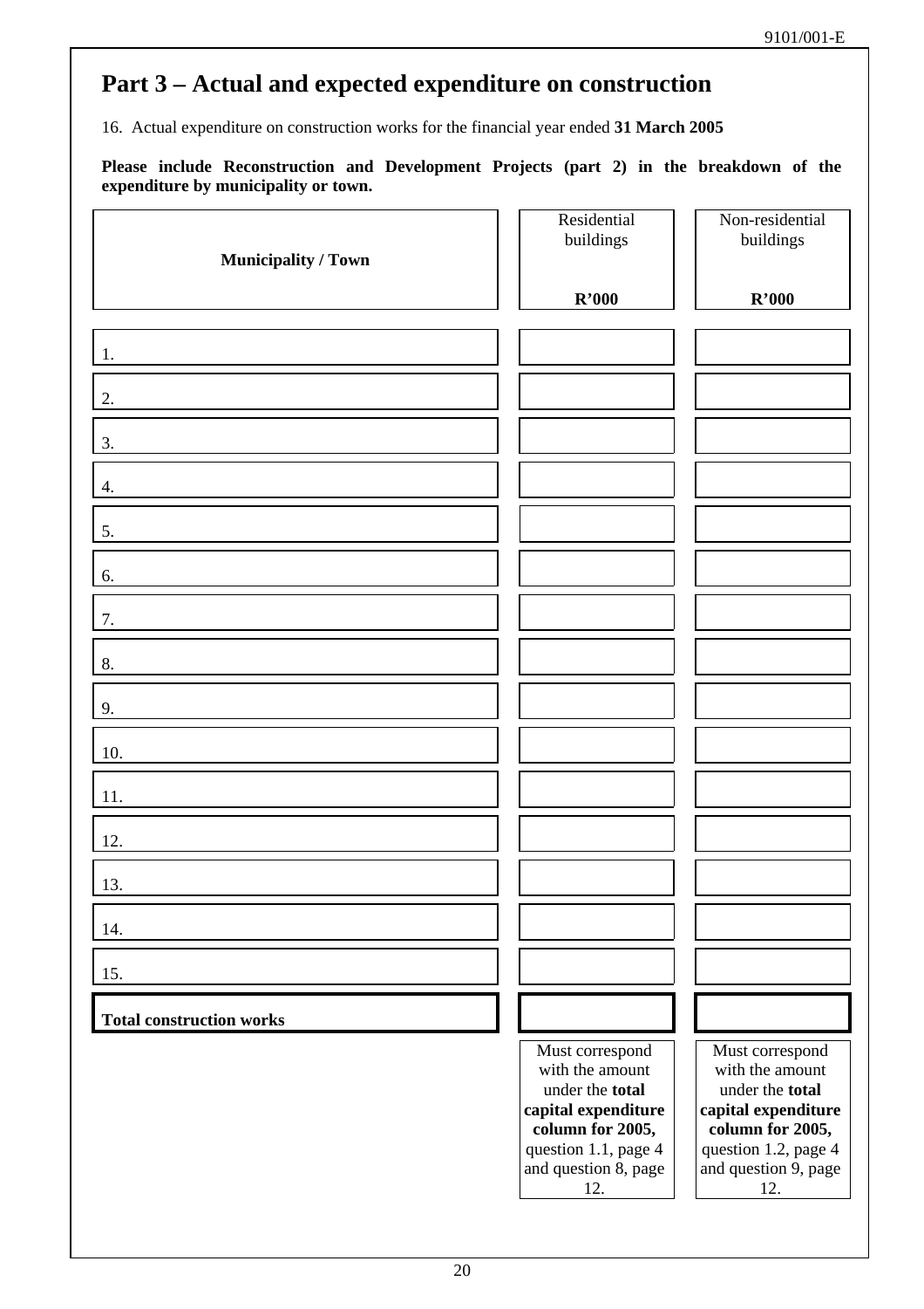# Part 3 – Actual and expected expenditure on construction

16. Actual expenditure on construction works for the financial year ended **31 March 2005**

**Please include Reconstruction and Development Projects (part 2) in the breakdown of the expenditure by municipality or town.**

| Municipality / Town | Residential buildings<br>**R'000** | Non-residential buildings<br>**R'000** |
|---|---|---|
| 1. | | |
| 2. | | |
| 3. | | |
| 4. | | |
| 5. | | |
| 6. | | |
| 7. | | |
| 8. | | |
| 9. | | |
| 10. | | |
| 11. | | |
| 12. | | |
| 13. | | |
| 14. | | |
| 15. | | |
| **Total construction works** | | |
| | Must correspond with the amount under the **total capital expenditure column for 2005,** question 1.1, page 4 and question 8, page 12. | Must correspond with the amount under the **total capital expenditure column for 2005,** question 1.2, page 4 and question 9, page 12. |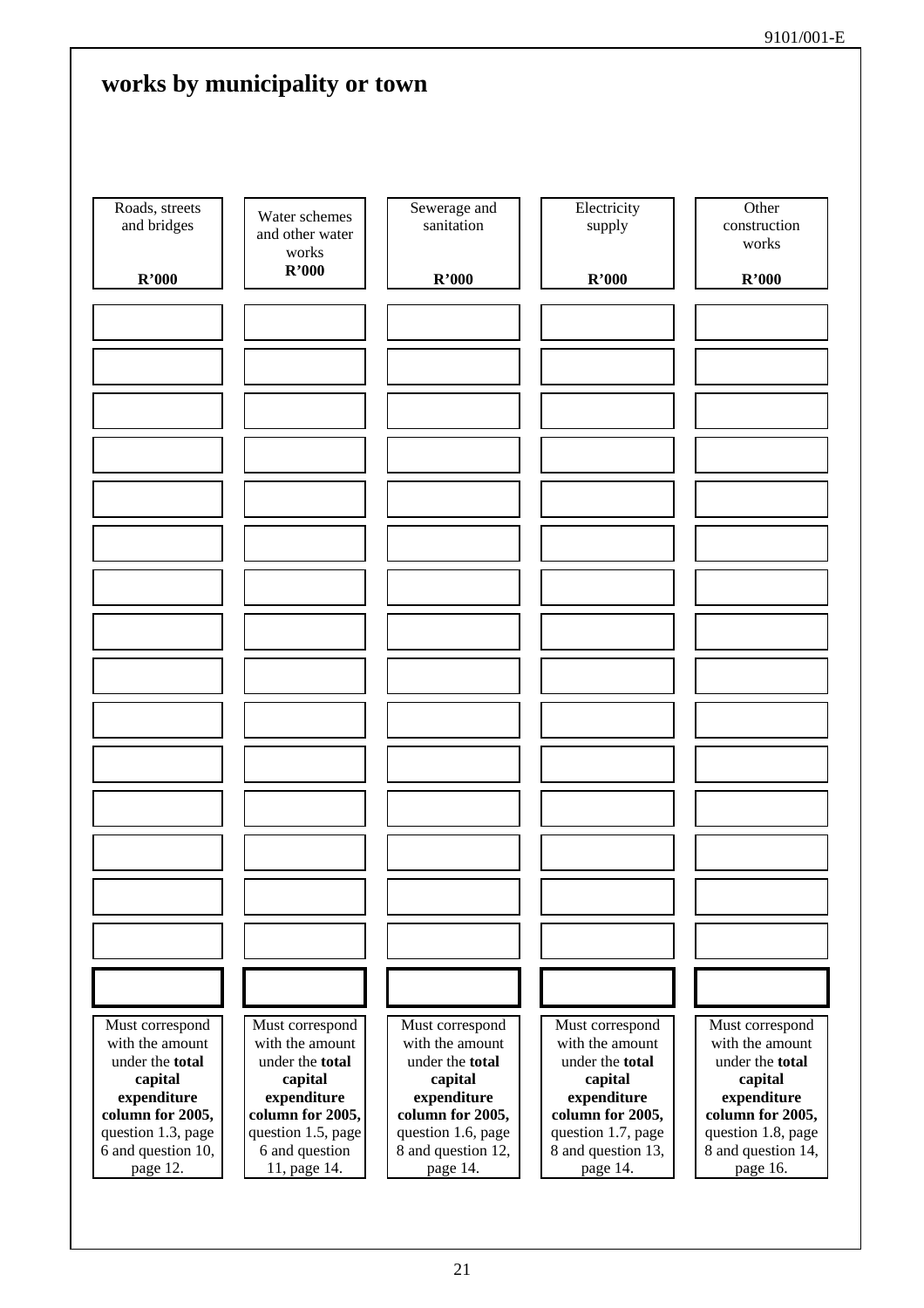## works by municipality or town

| Roads, streets and bridges<br>**R'000** | Water schemes and other water works<br>**R'000** | Sewerage and sanitation<br>**R'000** | Electricity supply<br>**R'000** | Other construction works<br>**R'000** |
|---|---|---|---|---|
| | | | | |
| | | | | |
| | | | | |
| | | | | |
| | | | | |
| | | | | |
| | | | | |
| | | | | |
| | | | | |
| | | | | |
| | | | | |
| | | | | |
| | | | | |
| | | | | |
| | | | | |
| | | | | |
| Must correspond with the amount under the **total capital expenditure column for 2005,** question 1.3, page 6 and question 10, page 12. | Must correspond with the amount under the **total capital expenditure column for 2005,** question 1.5, page 6 and question 11, page 14. | Must correspond with the amount under the **total capital expenditure column for 2005,** question 1.6, page 8 and question 12, page 14. | Must correspond with the amount under the **total capital expenditure column for 2005,** question 1.7, page 8 and question 13, page 14. | Must correspond with the amount under the **total capital expenditure column for 2005,** question 1.8, page 8 and question 14, page 16. |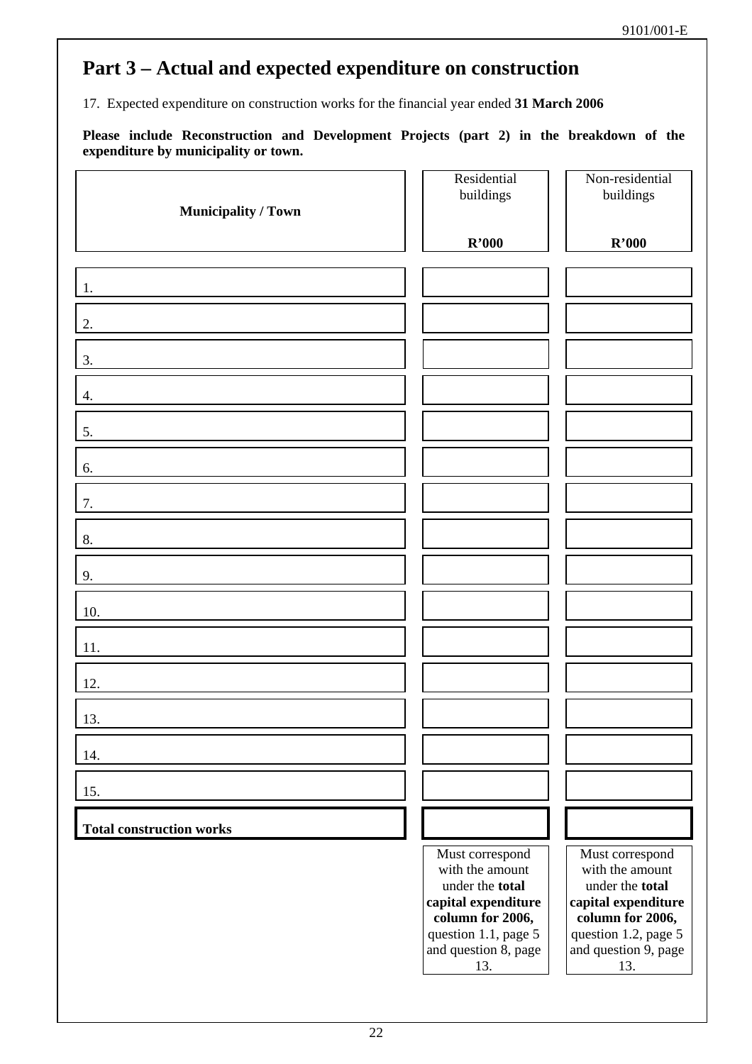# Part 3 – Actual and expected expenditure on construction

17. Expected expenditure on construction works for the financial year ended **31 March 2006**

**Please include Reconstruction and Development Projects (part 2) in the breakdown of the expenditure by municipality or town.**

| **Municipality / Town** | Residential buildings **R'000** | Non-residential buildings **R'000** |
|---|---|---|
| 1. | | |
| 2. | | |
| 3. | | |
| 4. | | |
| 5. | | |
| 6. | | |
| 7. | | |
| 8. | | |
| 9. | | |
| 10. | | |
| 11. | | |
| 12. | | |
| 13. | | |
| 14. | | |
| 15. | | |
| **Total construction works** | | |
| | Must correspond with the amount under the **total capital expenditure column for 2006,** question 1.1, page 5 and question 8, page 13. | Must correspond with the amount under the **total capital expenditure column for 2006,** question 1.2, page 5 and question 9, page 13. |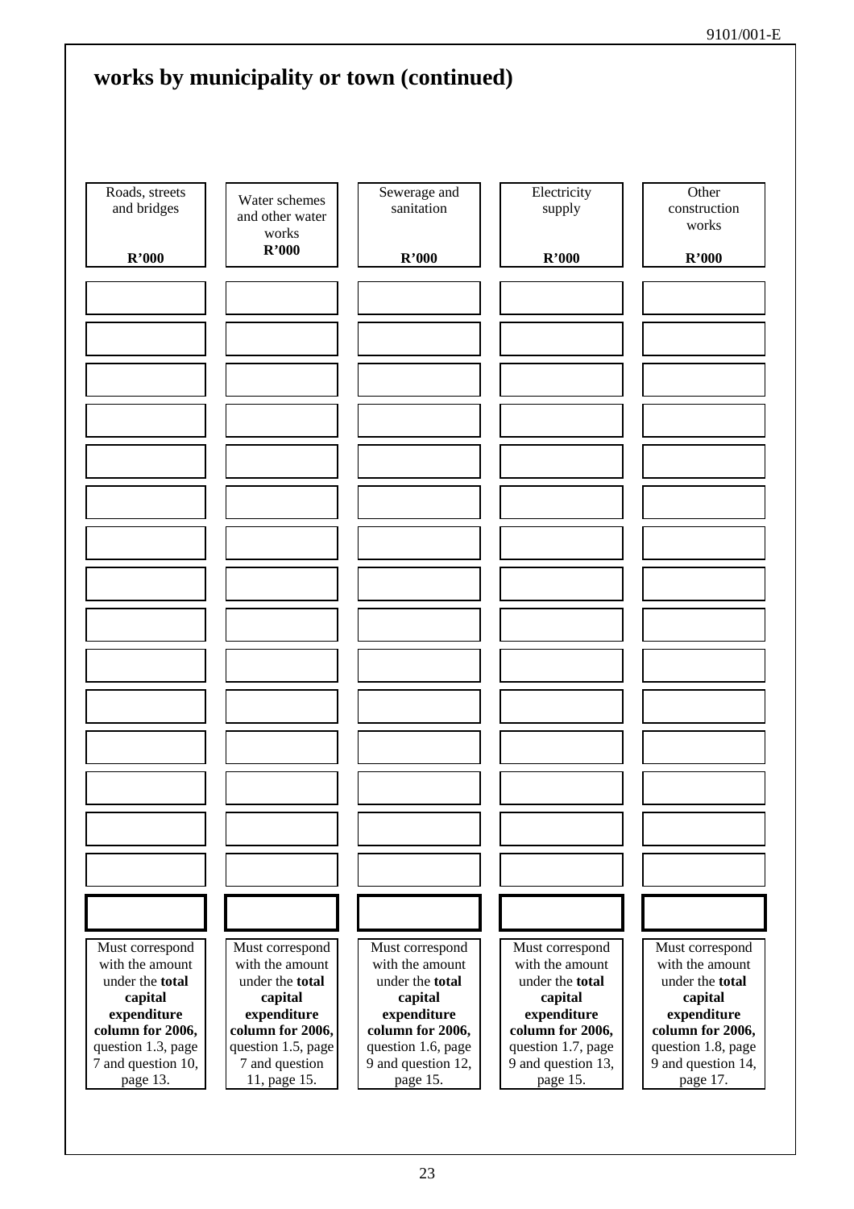## works by municipality or town (continued)

| Roads, streets and bridges R'000 | Water schemes and other water works R'000 | Sewerage and sanitation R'000 | Electricity supply R'000 | Other construction works R'000 |
|---|---|---|---|---|
| | | | | |
| | | | | |
| | | | | |
| | | | | |
| | | | | |
| | | | | |
| | | | | |
| | | | | |
| | | | | |
| | | | | |
| | | | | |
| | | | | |
| | | | | |
| | | | | |
| | | | | |
| | | | | |
| Must correspond with the amount under the **total capital expenditure column for 2006,** question 1.3, page 7 and question 10, page 13. | Must correspond with the amount under the **total capital expenditure column for 2006,** question 1.5, page 7 and question 11, page 15. | Must correspond with the amount under the **total capital expenditure column for 2006,** question 1.6, page 9 and question 12, page 15. | Must correspond with the amount under the **total capital expenditure column for 2006,** question 1.7, page 9 and question 13, page 15. | Must correspond with the amount under the **total capital expenditure column for 2006,** question 1.8, page 9 and question 14, page 17. |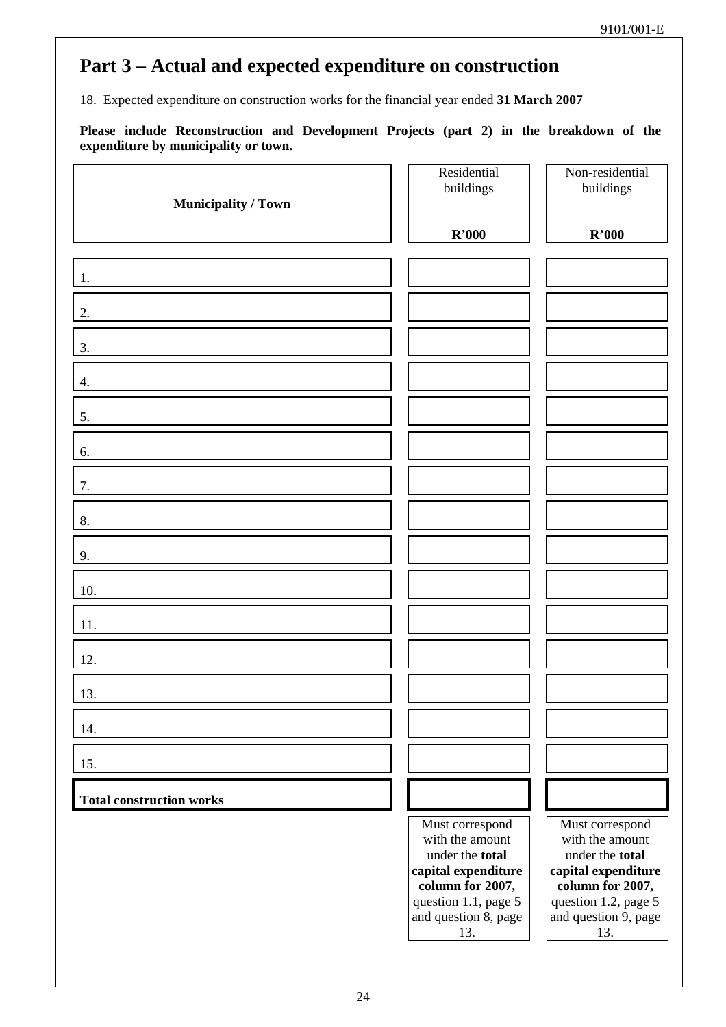# Part 3 – Actual and expected expenditure on construction

18. Expected expenditure on construction works for the financial year ended **31 March 2007**

**Please include Reconstruction and Development Projects (part 2) in the breakdown of the expenditure by municipality or town.**

| **Municipality / Town** | Residential buildings **R'000** | Non-residential buildings **R'000** |
|---|---|---|
| 1. | | |
| 2. | | |
| 3. | | |
| 4. | | |
| 5. | | |
| 6. | | |
| 7. | | |
| 8. | | |
| 9. | | |
| 10. | | |
| 11. | | |
| 12. | | |
| 13. | | |
| 14. | | |
| 15. | | |
| **Total construction works** | | |
| | Must correspond with the amount under the **total capital expenditure column for 2007,** question 1.1, page 5 and question 8, page 13. | Must correspond with the amount under the **total capital expenditure column for 2007,** question 1.2, page 5 and question 9, page 13. |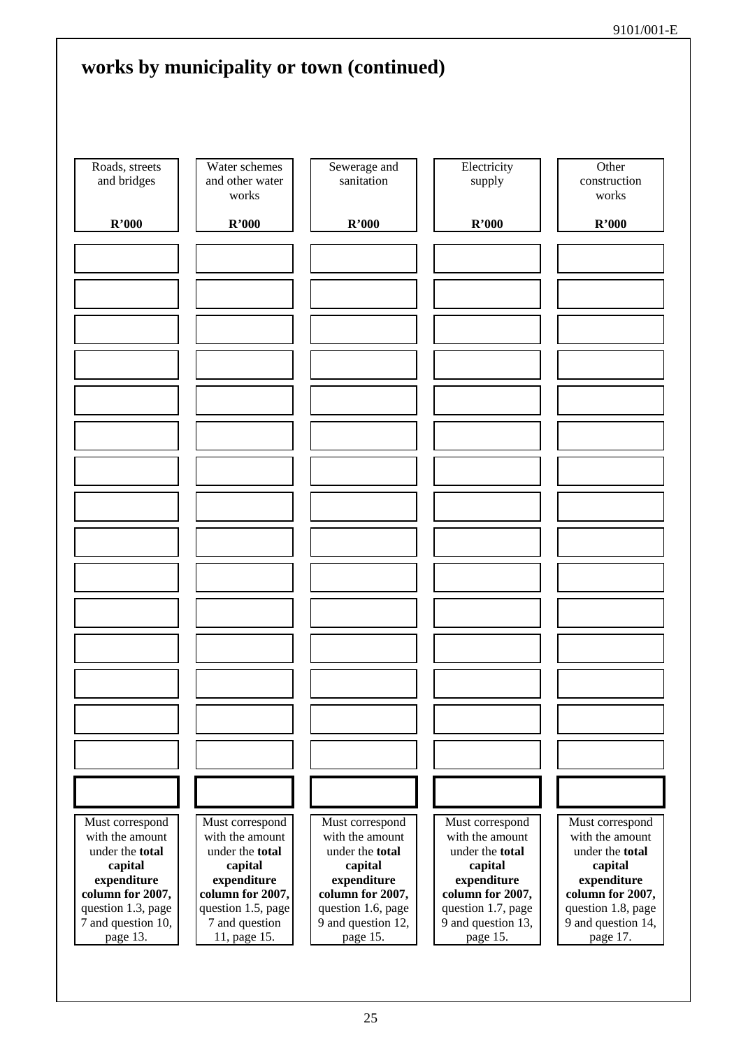## works by municipality or town (continued)

| Roads, streets and bridges<br>**R'000** | Water schemes and other water works<br>**R'000** | Sewerage and sanitation<br>**R'000** | Electricity supply<br>**R'000** | Other construction works<br>**R'000** |
|---|---|---|---|---|
| | | | | |
| | | | | |
| | | | | |
| | | | | |
| | | | | |
| | | | | |
| | | | | |
| | | | | |
| | | | | |
| | | | | |
| | | | | |
| | | | | |
| | | | | |
| | | | | |
| | | | | |
| | | | | |
| Must correspond with the amount under the **total capital expenditure column for 2007,** question 1.3, page 7 and question 10, page 13. | Must correspond with the amount under the **total capital expenditure column for 2007,** question 1.5, page 7 and question 11, page 15. | Must correspond with the amount under the **total capital expenditure column for 2007,** question 1.6, page 9 and question 12, page 15. | Must correspond with the amount under the **total capital expenditure column for 2007,** question 1.7, page 9 and question 13, page 15. | Must correspond with the amount under the **total capital expenditure column for 2007,** question 1.8, page 9 and question 14, page 17. |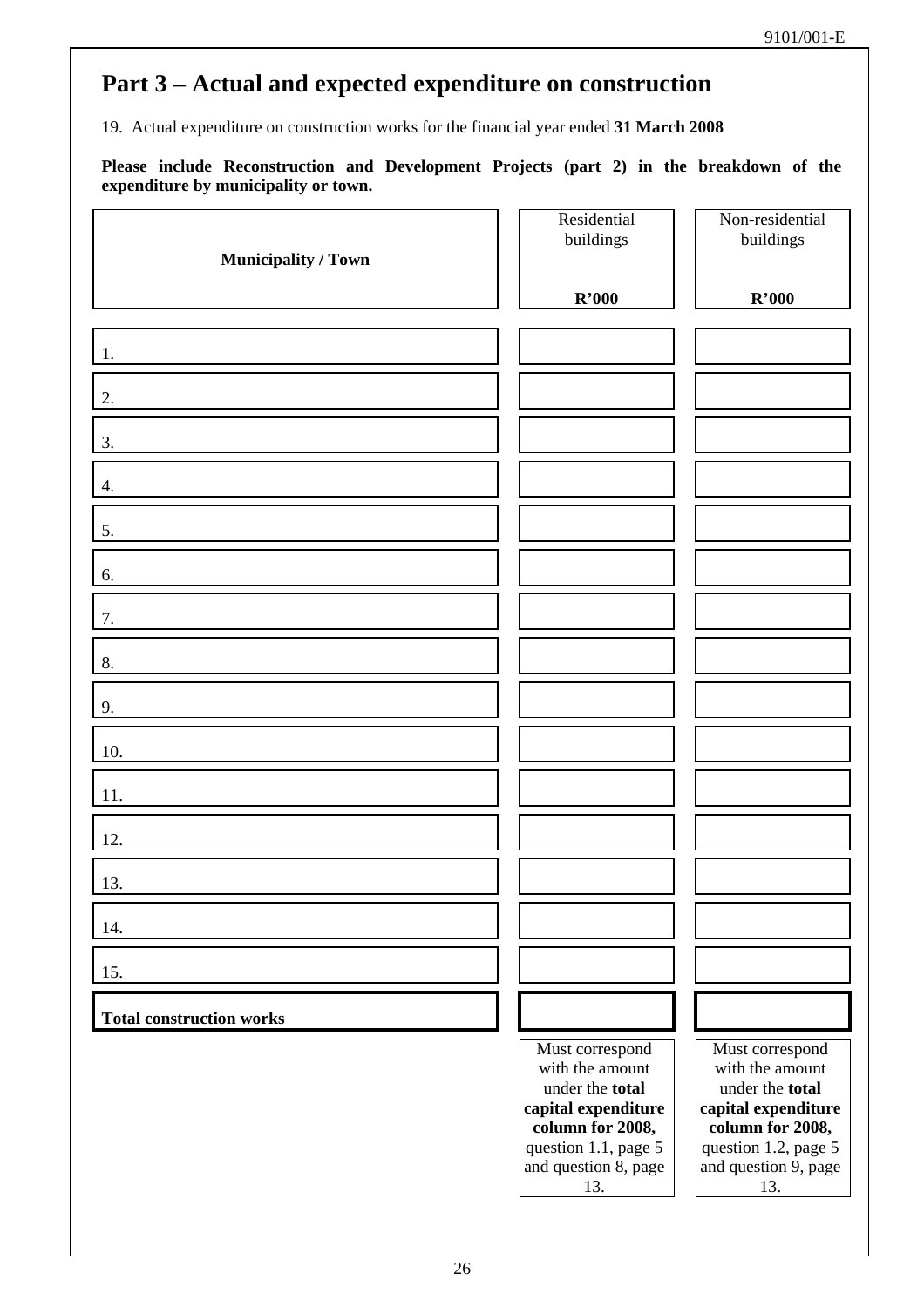# Part 3 – Actual and expected expenditure on construction

19. Actual expenditure on construction works for the financial year ended **31 March 2008**

**Please include Reconstruction and Development Projects (part 2) in the breakdown of the expenditure by municipality or town.**

| **Municipality / Town** | Residential buildings **R'000** | Non-residential buildings **R'000** |
|---|---|---|
| 1. | | |
| 2. | | |
| 3. | | |
| 4. | | |
| 5. | | |
| 6. | | |
| 7. | | |
| 8. | | |
| 9. | | |
| 10. | | |
| 11. | | |
| 12. | | |
| 13. | | |
| 14. | | |
| 15. | | |
| **Total construction works** | | |
| | Must correspond with the amount under the **total capital expenditure column for 2008,** question 1.1, page 5 and question 8, page 13. | Must correspond with the amount under the **total capital expenditure column for 2008,** question 1.2, page 5 and question 9, page 13. |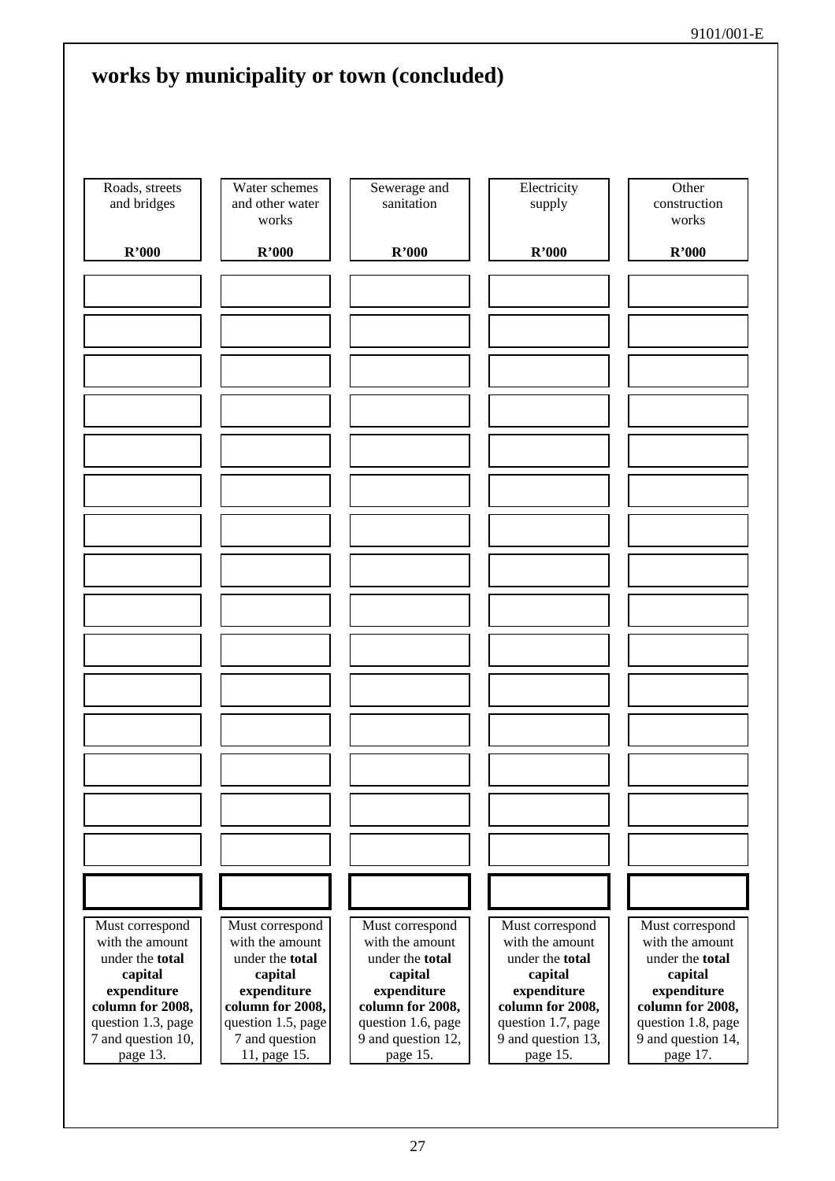## works by municipality or town (concluded)

| Roads, streets and bridges<br><br>**R'000** | Water schemes and other water works<br><br>**R'000** | Sewerage and sanitation<br><br>**R'000** | Electricity supply<br><br>**R'000** | Other construction works<br><br>**R'000** |
|---|---|---|---|---|
| | | | | |
| | | | | |
| | | | | |
| | | | | |
| | | | | |
| | | | | |
| | | | | |
| | | | | |
| | | | | |
| | | | | |
| | | | | |
| | | | | |
| | | | | |
| | | | | |
| | | | | |
| | | | | |
| Must correspond with the amount under the **total capital expenditure column for 2008,** question 1.3, page 7 and question 10, page 13. | Must correspond with the amount under the **total capital expenditure column for 2008,** question 1.5, page 7 and question 11, page 15. | Must correspond with the amount under the **total capital expenditure column for 2008,** question 1.6, page 9 and question 12, page 15. | Must correspond with the amount under the **total capital expenditure column for 2008,** question 1.7, page 9 and question 13, page 15. | Must correspond with the amount under the **total capital expenditure column for 2008,** question 1.8, page 9 and question 14, page 17. |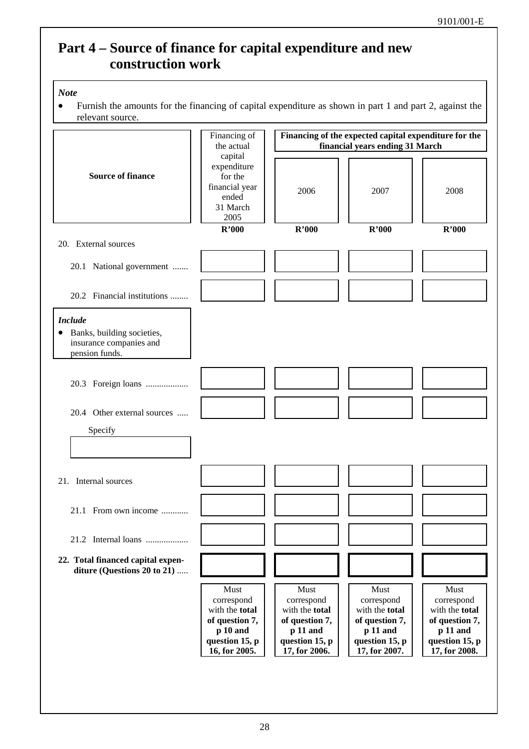# Part 4 – Source of finance for capital expenditure and new construction work

***Note***

- Furnish the amounts for the financing of capital expenditure as shown in part 1 and part 2, against the relevant source.

| **Source of finance** | Financing of the actual capital expenditure for the financial year ended 31 March 2005 | **Financing of the expected capital expenditure for the financial years ending 31 March** | | |
|---|---|---|---|---|
| | | 2006 | 2007 | 2008 |
| | **R'000** | **R'000** | **R'000** | **R'000** |
| 20. External sources | | | | |
| 20.1 National government ....... | | | | |
| 20.2 Financial institutions ........ | | | | |
| 20.3 Foreign loans ................... | | | | |
| 20.4 Other external sources ..... | | | | |
| 21. Internal sources | | | | |
| 21.1 From own income ............ | | | | |
| 21.2 Internal loans ................... | | | | |
| **22. Total financed capital expenditure (Questions 20 to 21)** ..... | | | | |
| | Must correspond with the **total of question 7, p 10 and question 15, p 16, for 2005.** | Must correspond with the **total of question 7, p 11 and question 15, p 17, for 2006.** | Must correspond with the **total of question 7, p 11 and question 15, p 17, for 2007.** | Must correspond with the **total of question 7, p 11 and question 15, p 17, for 2008.** |

***Include*** (20.2 Financial institutions)

- Banks, building societies, insurance companies and pension funds.

Specify (20.4 Other external sources): ____________________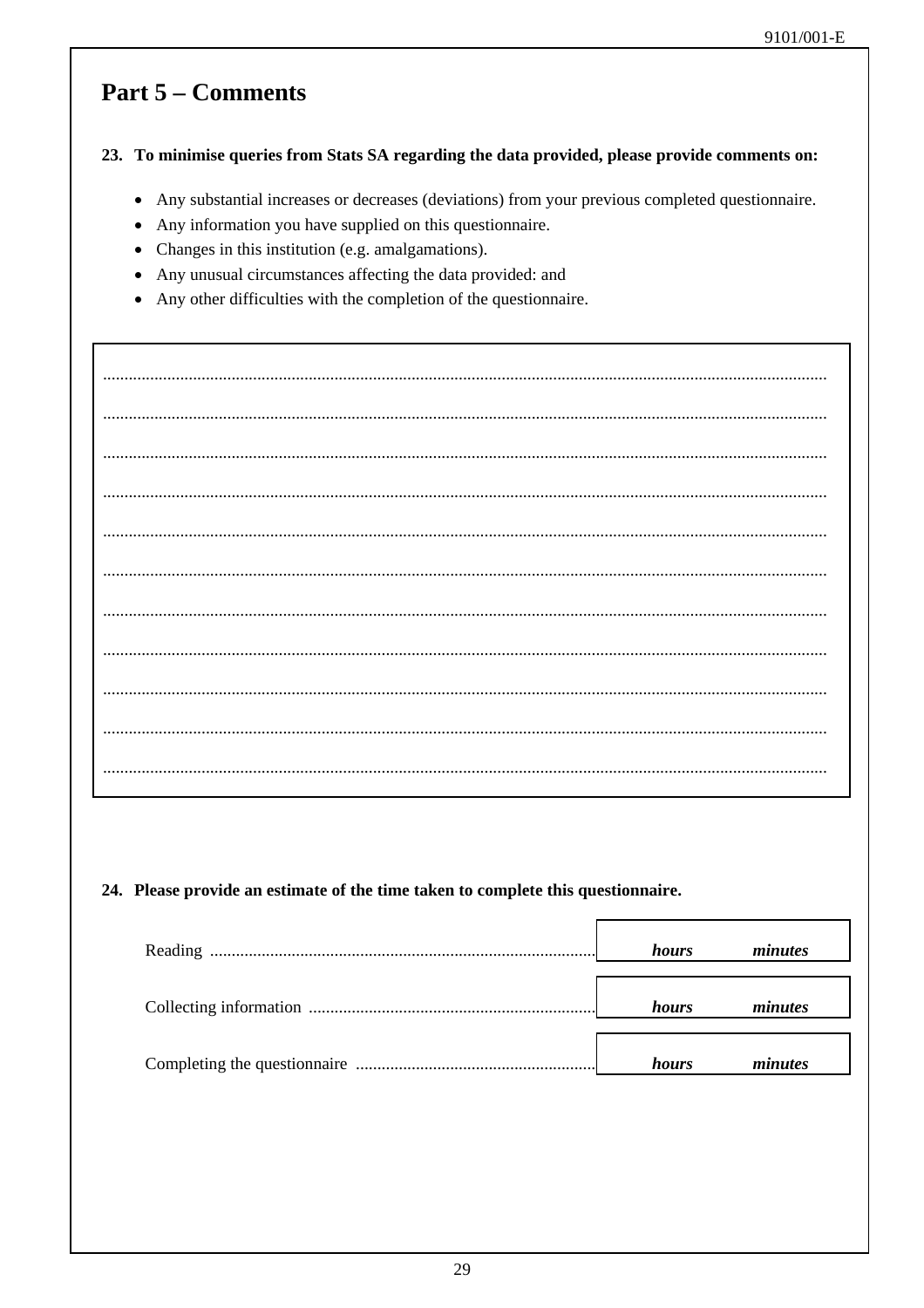## Part 5 – Comments

**23. To minimise queries from Stats SA regarding the data provided, please provide comments on:**

- Any substantial increases or decreases (deviations) from your previous completed questionnaire.
- Any information you have supplied on this questionnaire.
- Changes in this institution (e.g. amalgamations).
- Any unusual circumstances affecting the data provided: and
- Any other difficulties with the completion of the questionnaire.

..................................................................................................................................................................

..................................................................................................................................................................

..................................................................................................................................................................

..................................................................................................................................................................

..................................................................................................................................................................

..................................................................................................................................................................

..................................................................................................................................................................

..................................................................................................................................................................

..................................................................................................................................................................

..................................................................................................................................................................

..................................................................................................................................................................

**24. Please provide an estimate of the time taken to complete this questionnaire.**

| | | |
|---|---|---|
| Reading .......................................................................................... | ***hours*** | ***minutes*** |
| Collecting information .................................................................. | ***hours*** | ***minutes*** |
| Completing the questionnaire ....................................................... | ***hours*** | ***minutes*** |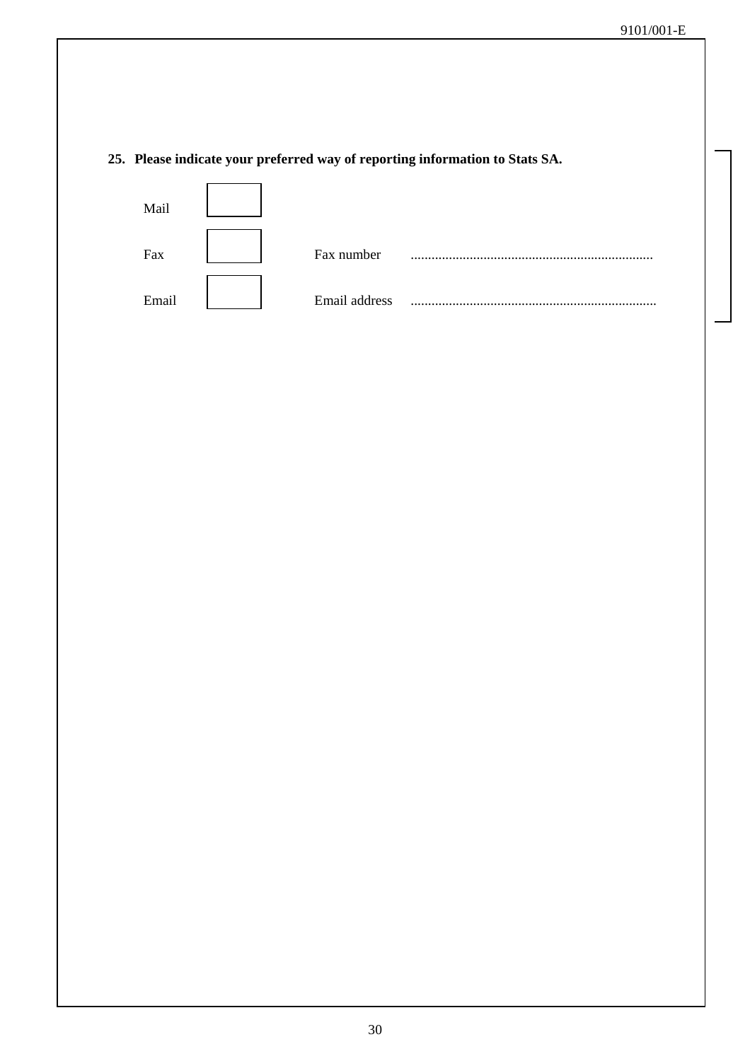**25. Please indicate your preferred way of reporting information to Stats SA.**

| | | | |
|---|---|---|---|
| Mail | ☐ | | |
| Fax | ☐ | Fax number | ...................................................................... |
| Email | ☐ | Email address | ....................................................................... |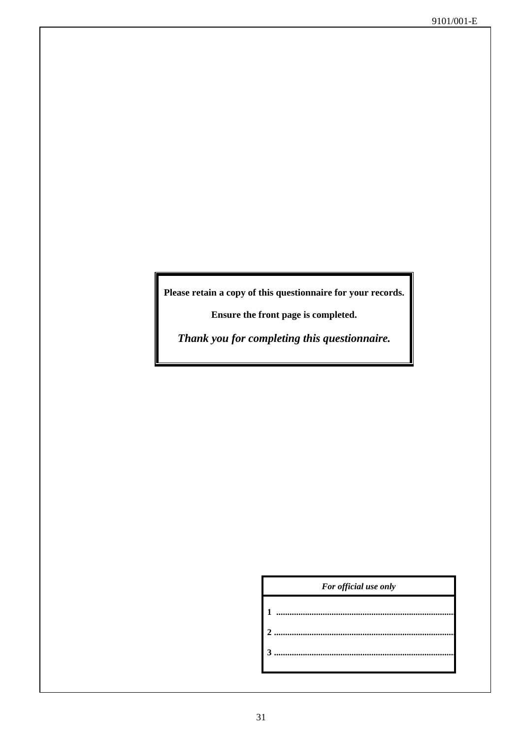**Please retain a copy of this questionnaire for your records.**

**Ensure the front page is completed.**

***Thank you for completing this questionnaire.***

| ***For official use only*** |
|---|
| **1** ........................................................................................ |
| **2** ........................................................................................ |
| **3** ........................................................................................ |